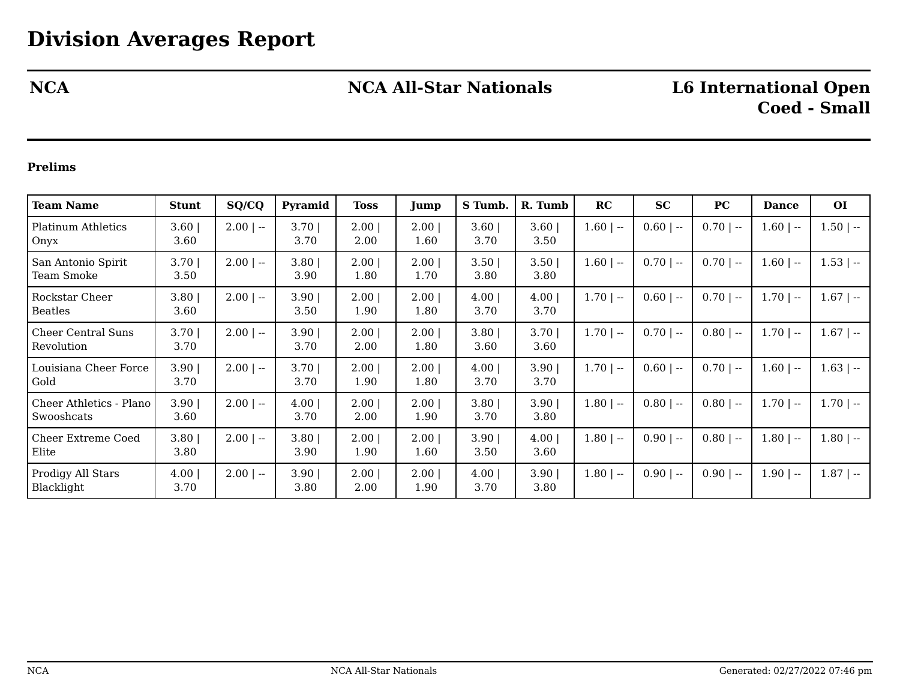# Division Averages Report

**NCA** | **NCA All-Star Nationals** | **L6 International Open Coed - Small**

**Prelims**

| Team Name | Stunt | SQ/CQ | Pyramid | Toss | Jump | S Tumb. | R. Tumb | RC | SC | PC | Dance | OI |
|---|---|---|---|---|---|---|---|---|---|---|---|---|
| Platinum Athletics Onyx | 3.60 \| 3.60 | 2.00 \| -- | 3.70 \| 3.70 | 2.00 \| 2.00 | 2.00 \| 1.60 | 3.60 \| 3.70 | 3.60 \| 3.50 | 1.60 \| -- | 0.60 \| -- | 0.70 \| -- | 1.60 \| -- | 1.50 \| -- |
| San Antonio Spirit Team Smoke | 3.70 \| 3.50 | 2.00 \| -- | 3.80 \| 3.90 | 2.00 \| 1.80 | 2.00 \| 1.70 | 3.50 \| 3.80 | 3.50 \| 3.80 | 1.60 \| -- | 0.70 \| -- | 0.70 \| -- | 1.60 \| -- | 1.53 \| -- |
| Rockstar Cheer Beatles | 3.80 \| 3.60 | 2.00 \| -- | 3.90 \| 3.50 | 2.00 \| 1.90 | 2.00 \| 1.80 | 4.00 \| 3.70 | 4.00 \| 3.70 | 1.70 \| -- | 0.60 \| -- | 0.70 \| -- | 1.70 \| -- | 1.67 \| -- |
| Cheer Central Suns Revolution | 3.70 \| 3.70 | 2.00 \| -- | 3.90 \| 3.70 | 2.00 \| 2.00 | 2.00 \| 1.80 | 3.80 \| 3.60 | 3.70 \| 3.60 | 1.70 \| -- | 0.70 \| -- | 0.80 \| -- | 1.70 \| -- | 1.67 \| -- |
| Louisiana Cheer Force Gold | 3.90 \| 3.70 | 2.00 \| -- | 3.70 \| 3.70 | 2.00 \| 1.90 | 2.00 \| 1.80 | 4.00 \| 3.70 | 3.90 \| 3.70 | 1.70 \| -- | 0.60 \| -- | 0.70 \| -- | 1.60 \| -- | 1.63 \| -- |
| Cheer Athletics - Plano Swooshcats | 3.90 \| 3.60 | 2.00 \| -- | 4.00 \| 3.70 | 2.00 \| 2.00 | 2.00 \| 1.90 | 3.80 \| 3.70 | 3.90 \| 3.80 | 1.80 \| -- | 0.80 \| -- | 0.80 \| -- | 1.70 \| -- | 1.70 \| -- |
| Cheer Extreme Coed Elite | 3.80 \| 3.80 | 2.00 \| -- | 3.80 \| 3.90 | 2.00 \| 1.90 | 2.00 \| 1.60 | 3.90 \| 3.50 | 4.00 \| 3.60 | 1.80 \| -- | 0.90 \| -- | 0.80 \| -- | 1.80 \| -- | 1.80 \| -- |
| Prodigy All Stars Blacklight | 4.00 \| 3.70 | 2.00 \| -- | 3.90 \| 3.80 | 2.00 \| 2.00 | 2.00 \| 1.90 | 4.00 \| 3.70 | 3.90 \| 3.80 | 1.80 \| -- | 0.90 \| -- | 0.90 \| -- | 1.90 \| -- | 1.87 \| -- |

Generated: 02/27/2022 07:46 pm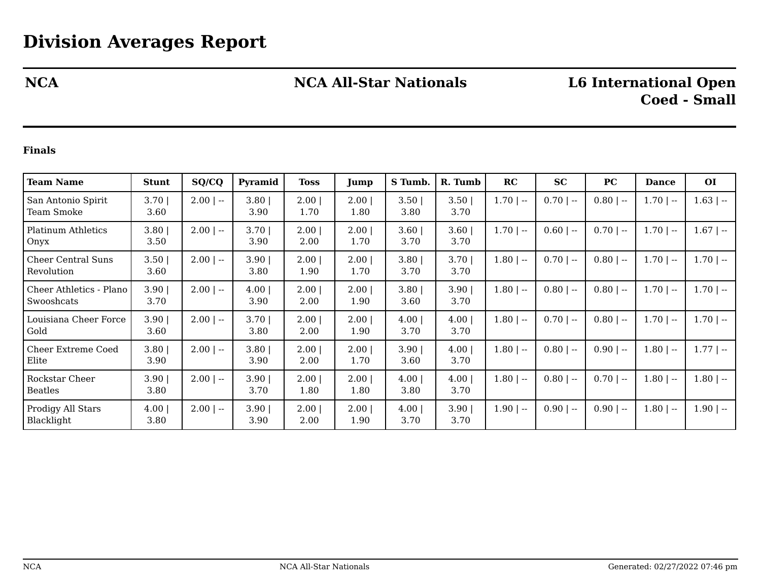# Division Averages Report

**NCA** | **NCA All-Star Nationals** | **L6 International Open Coed - Small**

**Finals**

| Team Name | Stunt | SQ/CQ | Pyramid | Toss | Jump | S Tumb. | R. Tumb | RC | SC | PC | Dance | OI |
|---|---|---|---|---|---|---|---|---|---|---|---|---|
| San Antonio Spirit Team Smoke | 3.70 \| 3.60 | 2.00 \| -- | 3.80 \| 3.90 | 2.00 \| 1.70 | 2.00 \| 1.80 | 3.50 \| 3.80 | 3.50 \| 3.70 | 1.70 \| -- | 0.70 \| -- | 0.80 \| -- | 1.70 \| -- | 1.63 \| -- |
| Platinum Athletics Onyx | 3.80 \| 3.50 | 2.00 \| -- | 3.70 \| 3.90 | 2.00 \| 2.00 | 2.00 \| 1.70 | 3.60 \| 3.70 | 3.60 \| 3.70 | 1.70 \| -- | 0.60 \| -- | 0.70 \| -- | 1.70 \| -- | 1.67 \| -- |
| Cheer Central Suns Revolution | 3.50 \| 3.60 | 2.00 \| -- | 3.90 \| 3.80 | 2.00 \| 1.90 | 2.00 \| 1.70 | 3.80 \| 3.70 | 3.70 \| 3.70 | 1.80 \| -- | 0.70 \| -- | 0.80 \| -- | 1.70 \| -- | 1.70 \| -- |
| Cheer Athletics - Plano Swooshcats | 3.90 \| 3.70 | 2.00 \| -- | 4.00 \| 3.90 | 2.00 \| 2.00 | 2.00 \| 1.90 | 3.80 \| 3.60 | 3.90 \| 3.70 | 1.80 \| -- | 0.80 \| -- | 0.80 \| -- | 1.70 \| -- | 1.70 \| -- |
| Louisiana Cheer Force Gold | 3.90 \| 3.60 | 2.00 \| -- | 3.70 \| 3.80 | 2.00 \| 2.00 | 2.00 \| 1.90 | 4.00 \| 3.70 | 4.00 \| 3.70 | 1.80 \| -- | 0.70 \| -- | 0.80 \| -- | 1.70 \| -- | 1.70 \| -- |
| Cheer Extreme Coed Elite | 3.80 \| 3.90 | 2.00 \| -- | 3.80 \| 3.90 | 2.00 \| 2.00 | 2.00 \| 1.70 | 3.90 \| 3.60 | 4.00 \| 3.70 | 1.80 \| -- | 0.80 \| -- | 0.90 \| -- | 1.80 \| -- | 1.77 \| -- |
| Rockstar Cheer Beatles | 3.90 \| 3.80 | 2.00 \| -- | 3.90 \| 3.70 | 2.00 \| 1.80 | 2.00 \| 1.80 | 4.00 \| 3.80 | 4.00 \| 3.70 | 1.80 \| -- | 0.80 \| -- | 0.70 \| -- | 1.80 \| -- | 1.80 \| -- |
| Prodigy All Stars Blacklight | 4.00 \| 3.80 | 2.00 \| -- | 3.90 \| 3.90 | 2.00 \| 2.00 | 2.00 \| 1.90 | 4.00 \| 3.70 | 3.90 \| 3.70 | 1.90 \| -- | 0.90 \| -- | 0.90 \| -- | 1.80 \| -- | 1.90 \| -- |